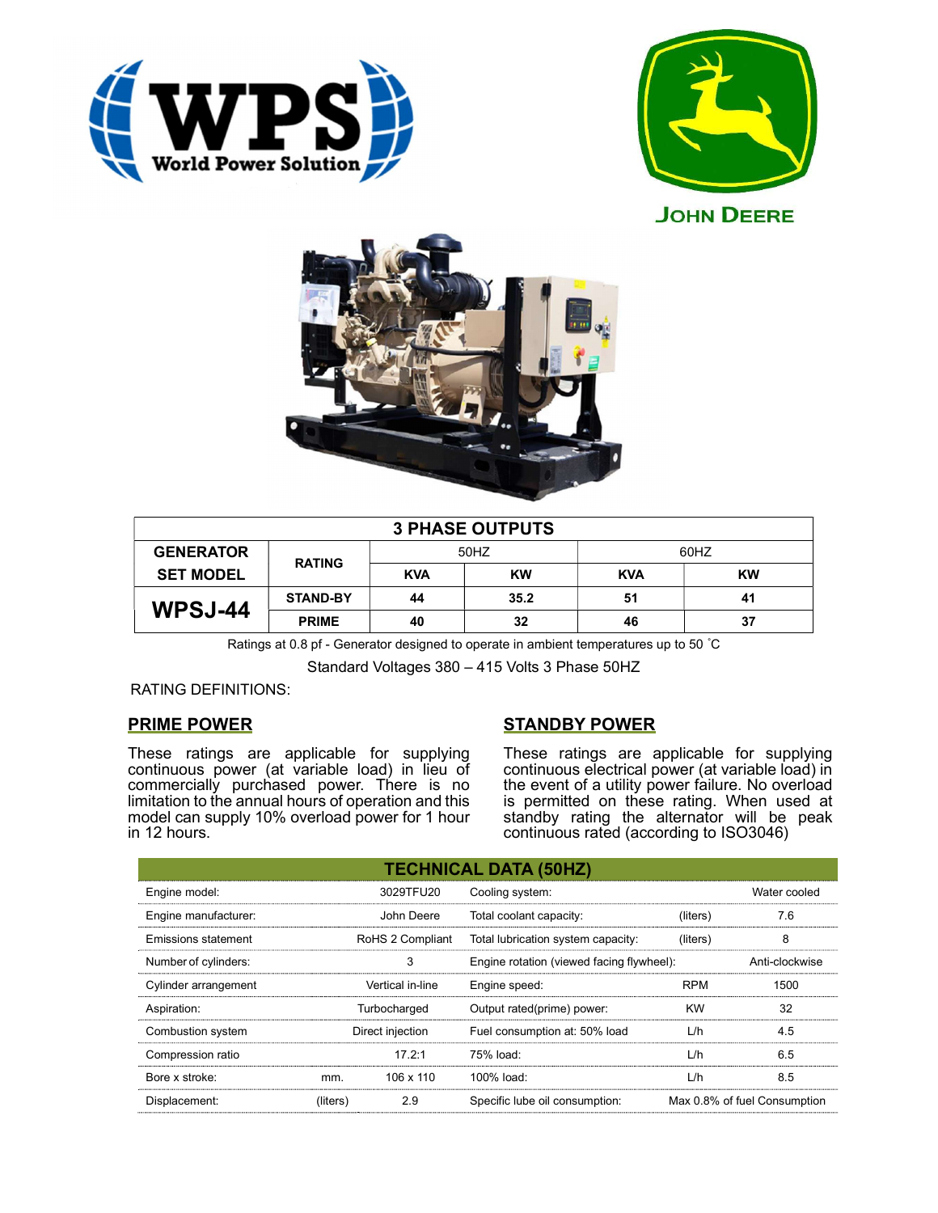WPS World Power Solution

JOHN DEERE

| 3 PHASE OUTPUTS | | | | | |
|---|---|---|---|---|---|
| GENERATOR SET MODEL | RATING | 50HZ | | 60HZ | |
| | | KVA | KW | KVA | KW |
| **WPSJ-44** | STAND-BY | 44 | 35.2 | 51 | 41 |
| | PRIME | 40 | 32 | 46 | 37 |

Ratings at 0.8 pf - Generator designed to operate in ambient temperatures up to 50 ˚C

Standard Voltages 380 – 415 Volts 3 Phase 50HZ

RATING DEFINITIONS:

## PRIME POWER

These ratings are applicable for supplying continuous power (at variable load) in lieu of commercially purchased power. There is no limitation to the annual hours of operation and this model can supply 10% overload power for 1 hour in 12 hours.

## STANDBY POWER

These ratings are applicable for supplying continuous electrical power (at variable load) in the event of a utility power failure. No overload is permitted on these rating. When used at standby rating the alternator will be peak continuous rated (according to ISO3046)

| TECHNICAL DATA (50HZ) | | | | | |
|---|---|---|---|---|---|
| Engine model: | | 3029TFU20 | Cooling system: | | Water cooled |
| Engine manufacturer: | | John Deere | Total coolant capacity: | (liters) | 7.6 |
| Emissions statement | | RoHS 2 Compliant | Total lubrication system capacity: | (liters) | 8 |
| Number of cylinders: | | 3 | Engine rotation (viewed facing flywheel): | | Anti-clockwise |
| Cylinder arrangement | | Vertical in-line | Engine speed: | RPM | 1500 |
| Aspiration: | | Turbocharged | Output rated(prime) power: | KW | 32 |
| Combustion system | | Direct injection | Fuel consumption at: 50% load | L/h | 4.5 |
| Compression ratio | | 17.2:1 | 75% load: | L/h | 6.5 |
| Bore x stroke: | mm. | 106 x 110 | 100% load: | L/h | 8.5 |
| Displacement: | (liters) | 2.9 | Specific lube oil consumption: | | Max 0.8% of fuel Consumption |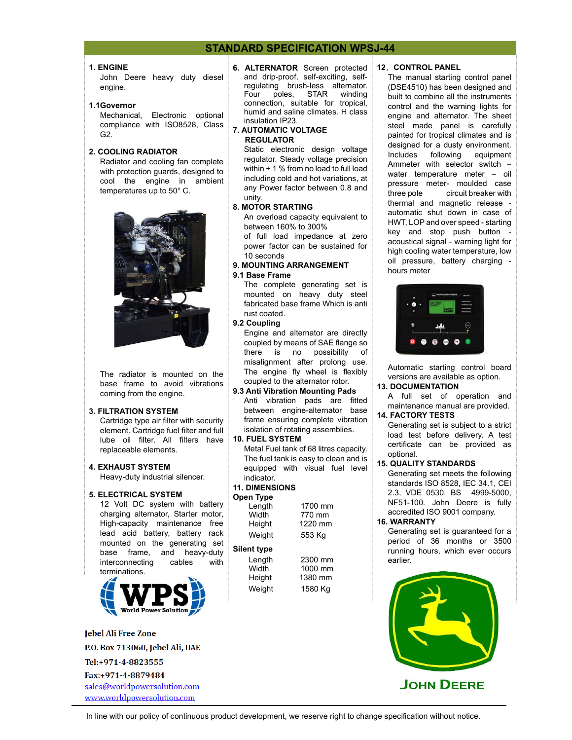# STANDARD SPECIFICATION WPSJ-44

## 1. ENGINE

John Deere heavy duty diesel engine.

### 1.1Governor

Mechanical, Electronic optional compliance with ISO8528, Class G2.

## 2. COOLING RADIATOR

Radiator and cooling fan complete with protection guards, designed to cool the engine in ambient temperatures up to 50° C.

The radiator is mounted on the base frame to avoid vibrations coming from the engine.

## 3. FILTRATION SYSTEM

Cartridge type air filter with security element. Cartridge fuel filter and full lube oil filter. All filters have replaceable elements.

## 4. EXHAUST SYSTEM

Heavy-duty industrial silencer.

## 5. ELECTRICAL SYSTEM

12 Volt DC system with battery charging alternator, Starter motor, High-capacity maintenance free lead acid battery, battery rack mounted on the generating set base frame, and heavy-duty interconnecting cables with terminations.

WPS World Power Solution

Jebel Ali Free Zone
P.O. Box 713060, Jebel Ali, UAE
Tel:+971-4-8823555
Fax:+971-4-8879484
sales@worldpowersolution.com
www.worldpowersolution.com

## 6. ALTERNATOR

Screen protected and drip-proof, self-exciting, self-regulating brush-less alternator. Four poles, STAR winding connection, suitable for tropical, humid and saline climates. H class insulation IP23.

## 7. AUTOMATIC VOLTAGE REGULATOR

Static electronic design voltage regulator. Steady voltage precision within + 1 % from no load to full load including cold and hot variations, at any Power factor between 0.8 and unity.

## 8. MOTOR STARTING

An overload capacity equivalent to between 160% to 300% of full load impedance at zero power factor can be sustained for 10 seconds

## 9. MOUNTING ARRANGEMENT

### 9.1 Base Frame

The complete generating set is mounted on heavy duty steel fabricated base frame Which is anti rust coated.

### 9.2 Coupling

Engine and alternator are directly coupled by means of SAE flange so there is no possibility of misalignment after prolong use. The engine fly wheel is flexibly coupled to the alternator rotor.

### 9.3 Anti Vibration Mounting Pads

Anti vibration pads are fitted between engine-alternator base frame ensuring complete vibration isolation of rotating assemblies.

## 10. FUEL SYSTEM

Metal Fuel tank of 68 litres capacity. The fuel tank is easy to clean and is equipped with visual fuel level indicator.

## 11. DIMENSIONS

**Open Type**

| | |
|---|---|
| Length | 1700 mm |
| Width | 770 mm |
| Height | 1220 mm |
| Weight | 553 Kg |

**Silent type**

| | |
|---|---|
| Length | 2300 mm |
| Width | 1000 mm |
| Height | 1380 mm |
| Weight | 1580 Kg |

## 12. CONTROL PANEL

The manual starting control panel (DSE4510) has been designed and built to combine all the instruments control and the warning lights for engine and alternator. The sheet steel made panel is carefully painted for tropical climates and is designed for a dusty environment. Includes following equipment Ammeter with selector switch – water temperature meter – oil pressure meter- moulded case three pole circuit breaker with thermal and magnetic release - automatic shut down in case of HWT, LOP and over speed - starting key and stop push button - acoustical signal - warning light for high cooling water temperature, low oil pressure, battery charging - hours meter

Automatic starting control board versions are available as option.

## 13. DOCUMENTATION

A full set of operation and maintenance manual are provided.

## 14. FACTORY TESTS

Generating set is subject to a strict load test before delivery. A test certificate can be provided as optional.

## 15. QUALITY STANDARDS

Generating set meets the following standards ISO 8528, IEC 34.1, CEI 2.3, VDE 0530, BS 4999-5000, NF51-100. John Deere is fully accredited ISO 9001 company.

## 16. WARRANTY

Generating set is guaranteed for a period of 36 months or 3500 running hours, which ever occurs earlier.

JOHN DEERE

In line with our policy of continuous product development, we reserve right to change specification without notice.